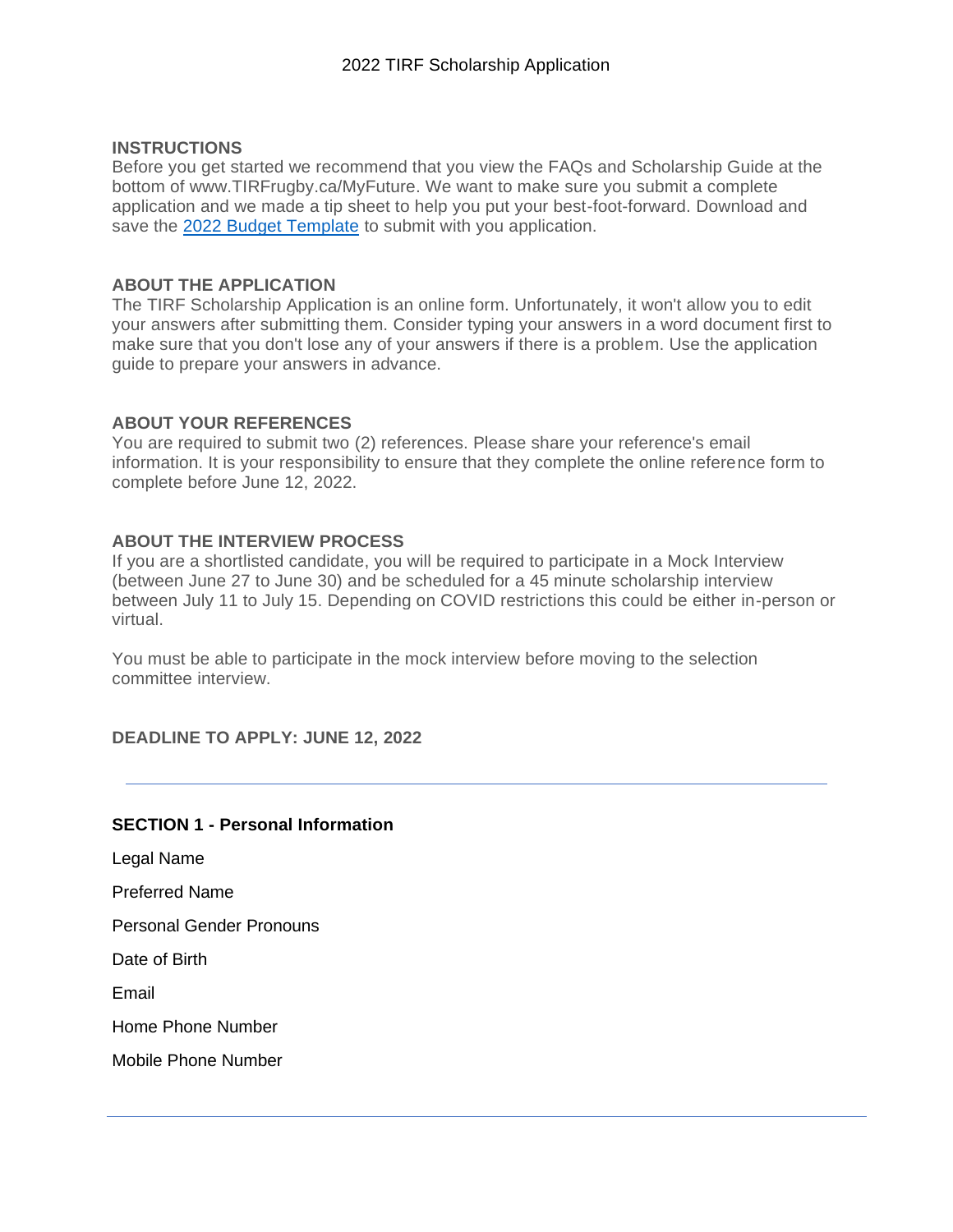# 2022 TIRF Scholarship Application

## INSTRUCTIONS

Before you get started we recommend that you view the FAQs and Scholarship Guide at the bottom of www.TIRFrugby.ca/MyFuture. We want to make sure you submit a complete application and we made a tip sheet to help you put your best-foot-forward. Download and save the 2022 Budget Template to submit with you application.

## ABOUT THE APPLICATION

The TIRF Scholarship Application is an online form. Unfortunately, it won't allow you to edit your answers after submitting them. Consider typing your answers in a word document first to make sure that you don't lose any of your answers if there is a problem. Use the application guide to prepare your answers in advance.

## ABOUT YOUR REFERENCES

You are required to submit two (2) references. Please share your reference's email information. It is your responsibility to ensure that they complete the online reference form to complete before June 12, 2022.

## ABOUT THE INTERVIEW PROCESS

If you are a shortlisted candidate, you will be required to participate in a Mock Interview (between June 27 to June 30) and be scheduled for a 45 minute scholarship interview between July 11 to July 15. Depending on COVID restrictions this could be either in-person or virtual.

You must be able to participate in the mock interview before moving to the selection committee interview.

**DEADLINE TO APPLY: JUNE 12, 2022**

---

## SECTION 1 - Personal Information

Legal Name

Preferred Name

Personal Gender Pronouns

Date of Birth

Email

Home Phone Number

Mobile Phone Number

---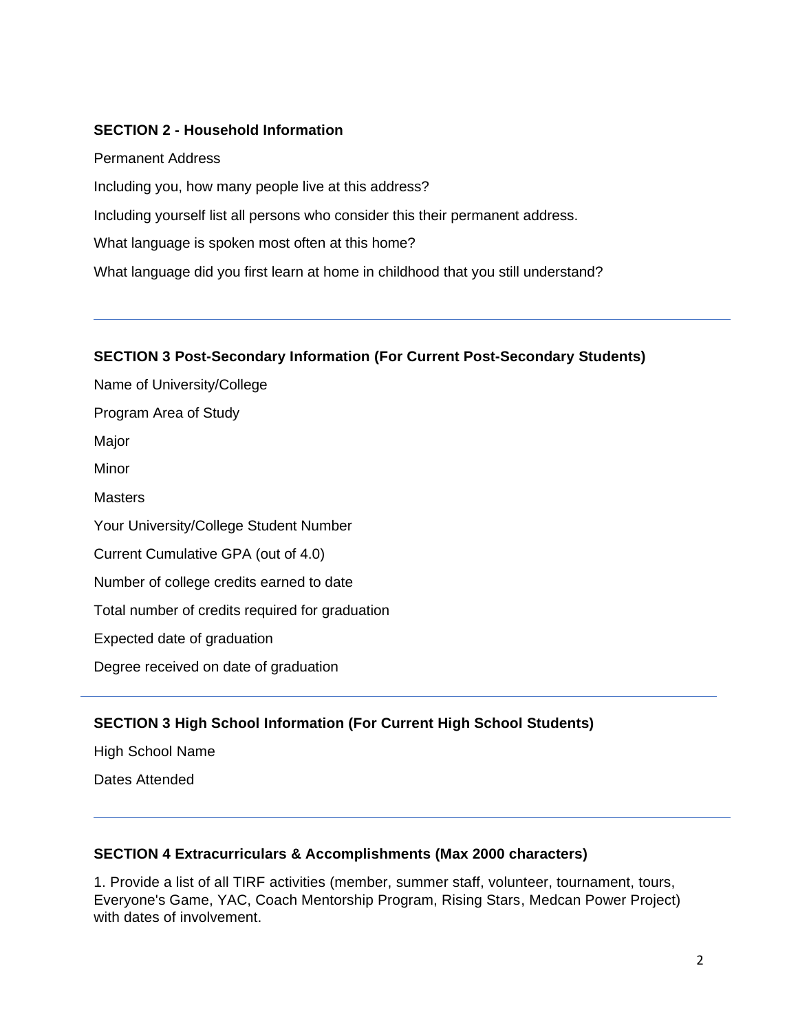**SECTION 2 - Household Information**

Permanent Address

Including you, how many people live at this address?

Including yourself list all persons who consider this their permanent address.

What language is spoken most often at this home?

What language did you first learn at home in childhood that you still understand?

---

**SECTION 3 Post-Secondary Information (For Current Post-Secondary Students)**

Name of University/College

Program Area of Study

Major

Minor

Masters

Your University/College Student Number

Current Cumulative GPA (out of 4.0)

Number of college credits earned to date

Total number of credits required for graduation

Expected date of graduation

Degree received on date of graduation

---

**SECTION 3 High School Information (For Current High School Students)**

High School Name

Dates Attended

---

**SECTION 4 Extracurriculars & Accomplishments (Max 2000 characters)**

1. Provide a list of all TIRF activities (member, summer staff, volunteer, tournament, tours, Everyone's Game, YAC, Coach Mentorship Program, Rising Stars, Medcan Power Project) with dates of involvement.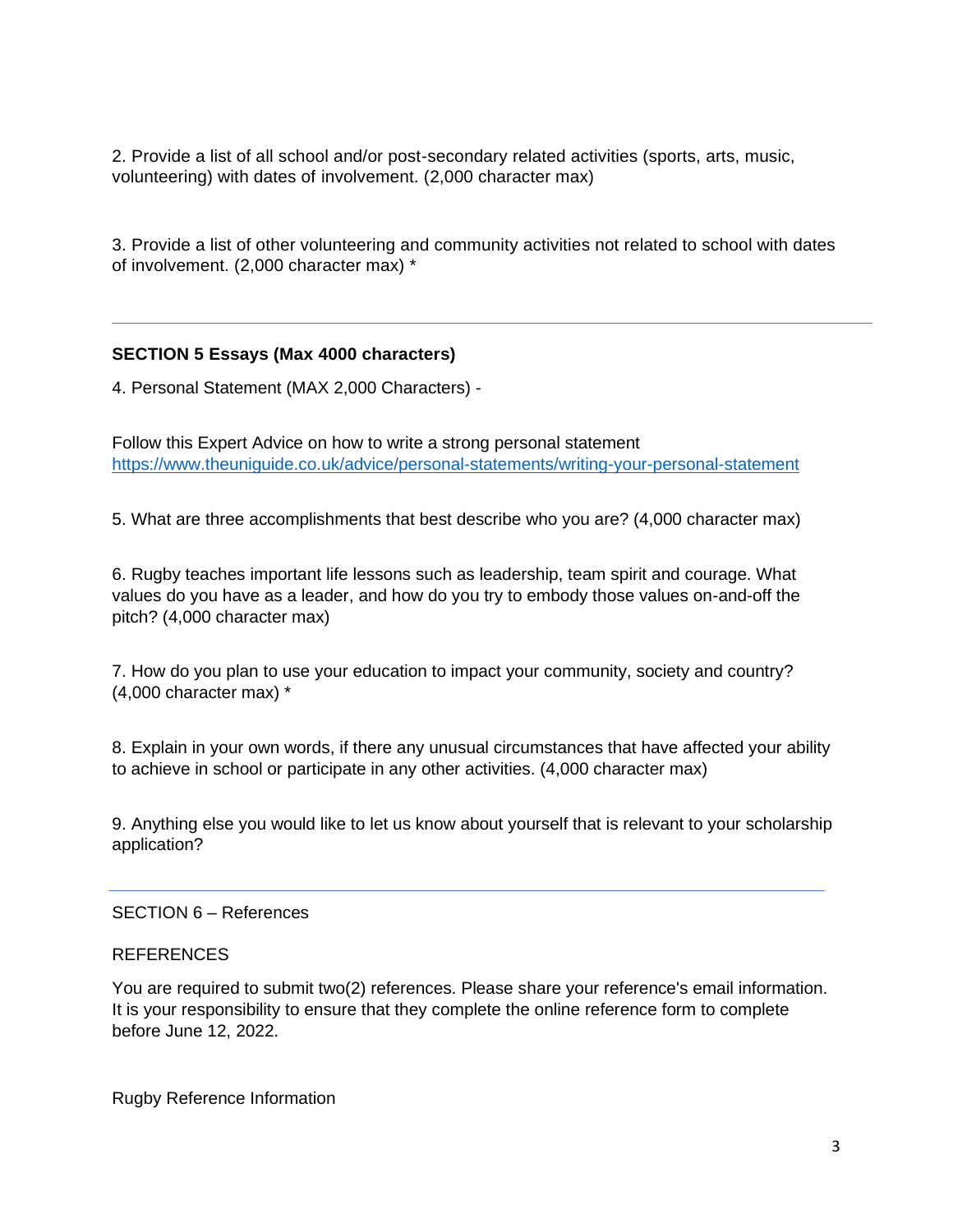2. Provide a list of all school and/or post-secondary related activities (sports, arts, music, volunteering) with dates of involvement. (2,000 character max)

3. Provide a list of other volunteering and community activities not related to school with dates of involvement. (2,000 character max) *

---

**SECTION 5 Essays (Max 4000 characters)**

4. Personal Statement (MAX 2,000 Characters) -

Follow this Expert Advice on how to write a strong personal statement
https://www.theuniguide.co.uk/advice/personal-statements/writing-your-personal-statement

5. What are three accomplishments that best describe who you are? (4,000 character max)

6. Rugby teaches important life lessons such as leadership, team spirit and courage. What values do you have as a leader, and how do you try to embody those values on-and-off the pitch? (4,000 character max)

7. How do you plan to use your education to impact your community, society and country? (4,000 character max) *

8. Explain in your own words, if there any unusual circumstances that have affected your ability to achieve in school or participate in any other activities. (4,000 character max)

9. Anything else you would like to let us know about yourself that is relevant to your scholarship application?

---

SECTION 6 – References

REFERENCES

You are required to submit two(2) references. Please share your reference's email information. It is your responsibility to ensure that they complete the online reference form to complete before June 12, 2022.

Rugby Reference Information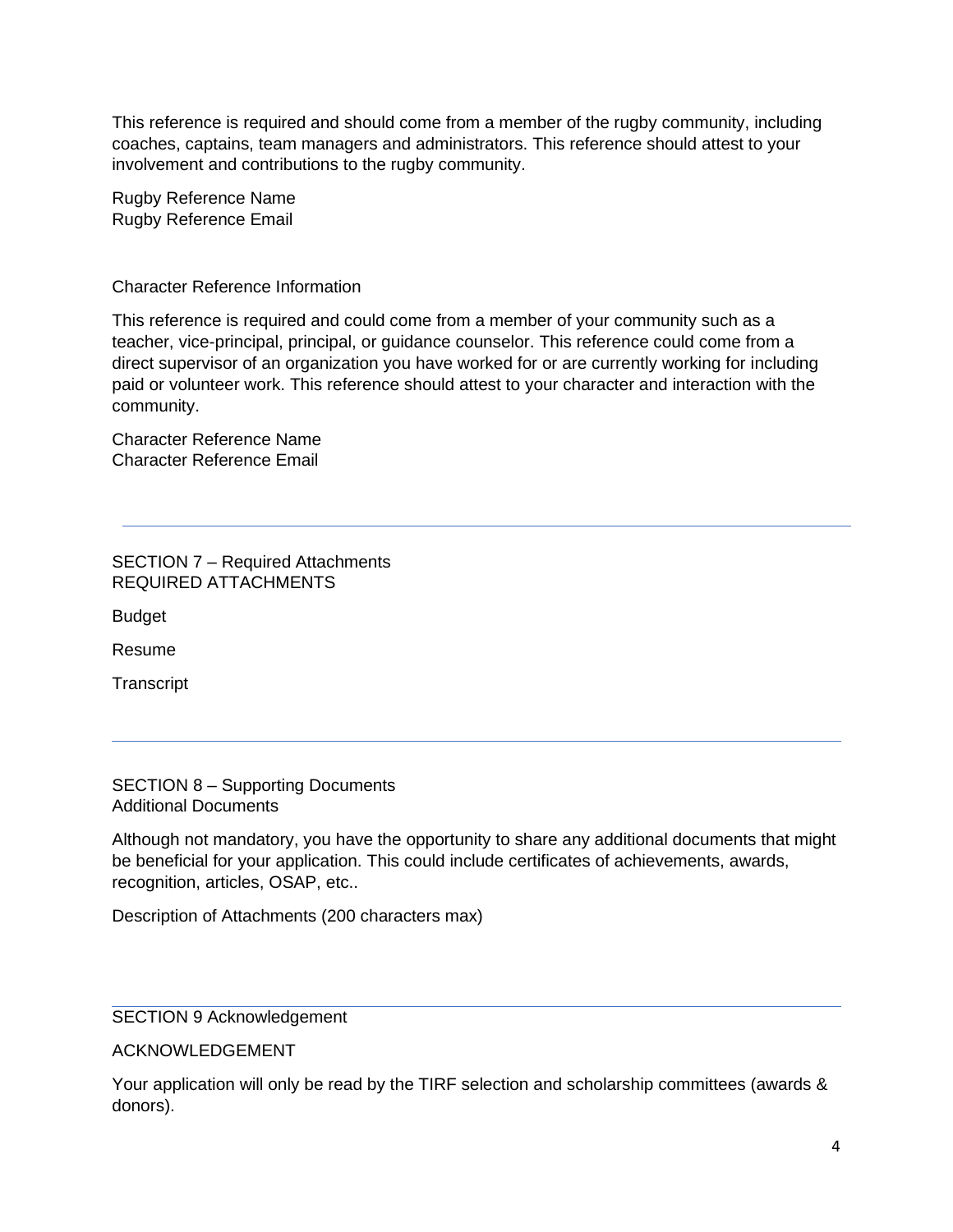This reference is required and should come from a member of the rugby community, including coaches, captains, team managers and administrators. This reference should attest to your involvement and contributions to the rugby community.

Rugby Reference Name
Rugby Reference Email

Character Reference Information

This reference is required and could come from a member of your community such as a teacher, vice-principal, principal, or guidance counselor. This reference could come from a direct supervisor of an organization you have worked for or are currently working for including paid or volunteer work. This reference should attest to your character and interaction with the community.

Character Reference Name
Character Reference Email

---

## SECTION 7 – Required Attachments
REQUIRED ATTACHMENTS

Budget

Resume

Transcript

---

## SECTION 8 – Supporting Documents
Additional Documents

Although not mandatory, you have the opportunity to share any additional documents that might be beneficial for your application. This could include certificates of achievements, awards, recognition, articles, OSAP, etc..

Description of Attachments (200 characters max)

---

## SECTION 9 Acknowledgement

ACKNOWLEDGEMENT

Your application will only be read by the TIRF selection and scholarship committees (awards & donors).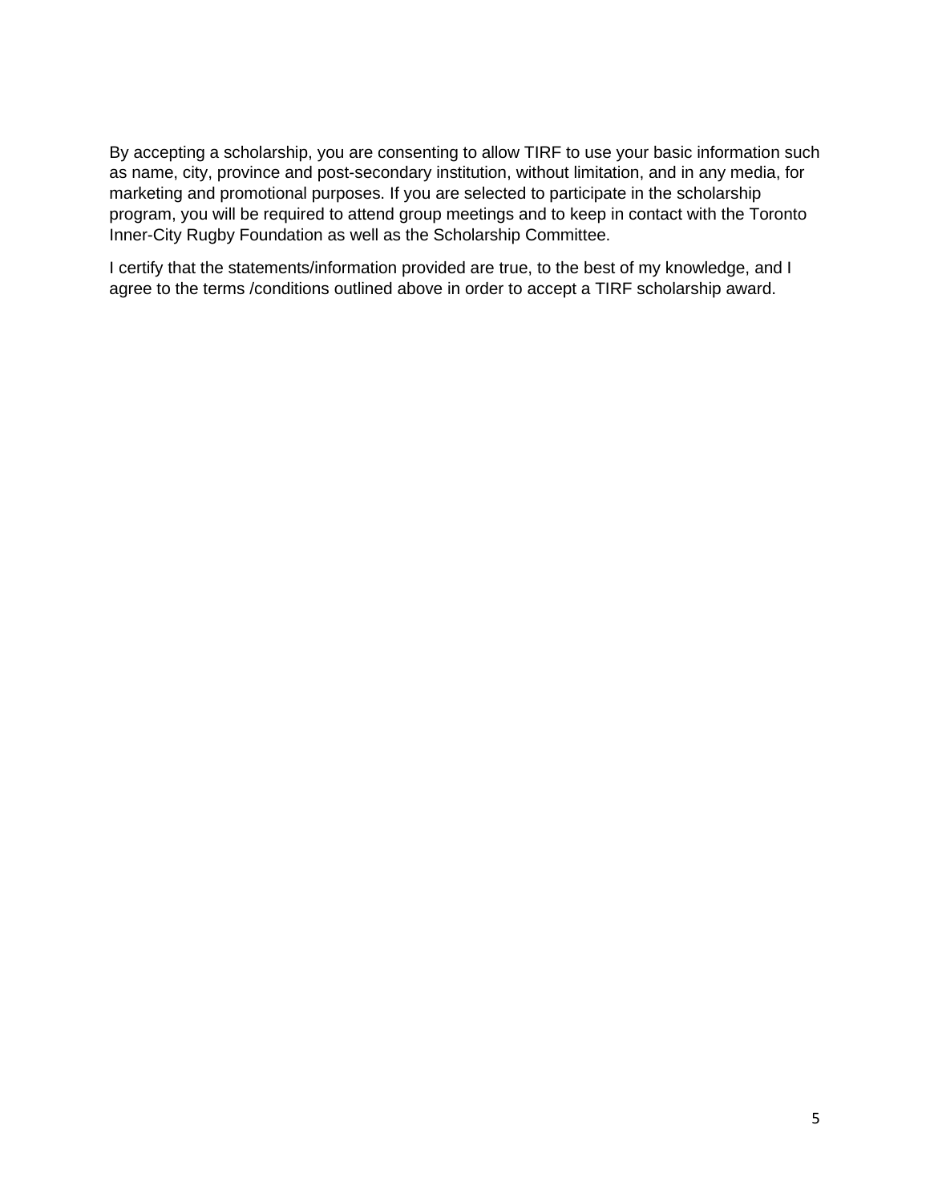By accepting a scholarship, you are consenting to allow TIRF to use your basic information such as name, city, province and post-secondary institution, without limitation, and in any media, for marketing and promotional purposes. If you are selected to participate in the scholarship program, you will be required to attend group meetings and to keep in contact with the Toronto Inner-City Rugby Foundation as well as the Scholarship Committee.

I certify that the statements/information provided are true, to the best of my knowledge, and I agree to the terms /conditions outlined above in order to accept a TIRF scholarship award.